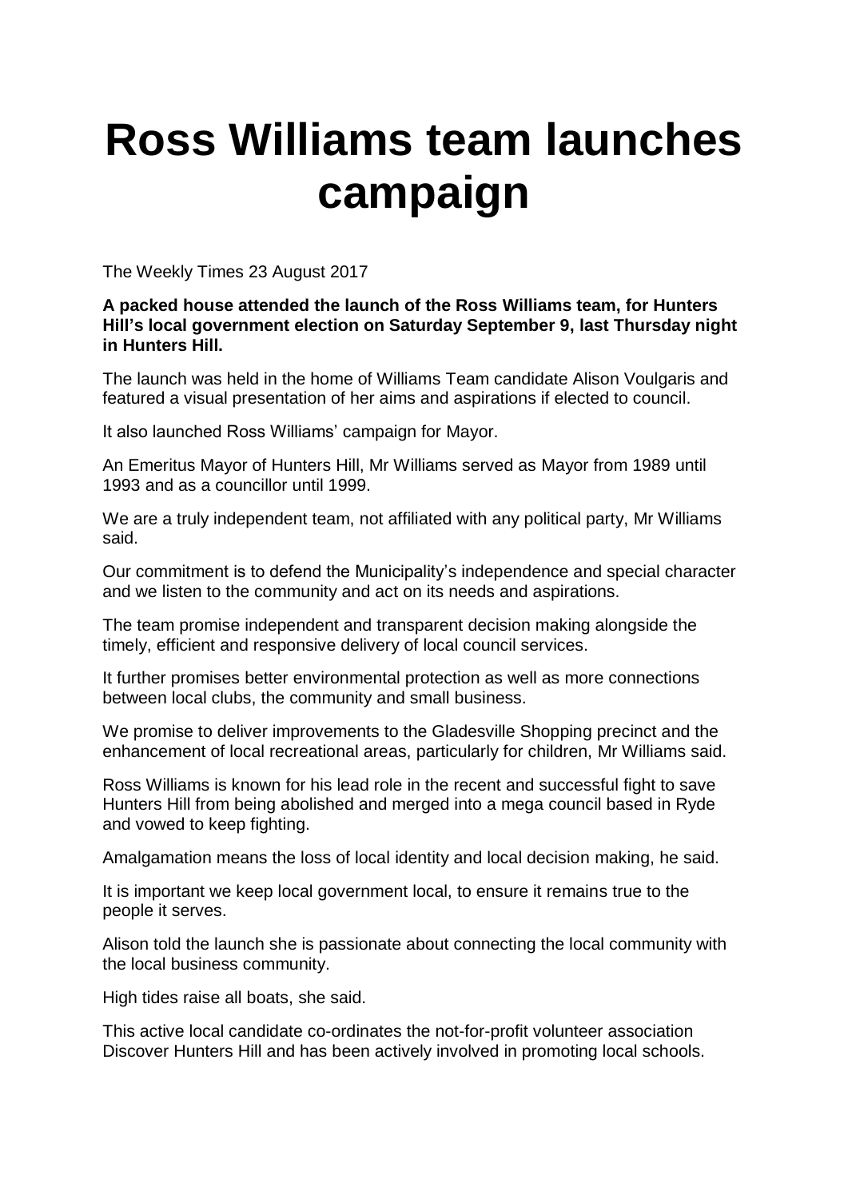# Ross Williams team launches campaign

The Weekly Times 23 August 2017

**A packed house attended the launch of the Ross Williams team, for Hunters Hill's local government election on Saturday September 9, last Thursday night in Hunters Hill.**

The launch was held in the home of Williams Team candidate Alison Voulgaris and featured a visual presentation of her aims and aspirations if elected to council.

It also launched Ross Williams' campaign for Mayor.

An Emeritus Mayor of Hunters Hill, Mr Williams served as Mayor from 1989 until 1993 and as a councillor until 1999.

We are a truly independent team, not affiliated with any political party, Mr Williams said.

Our commitment is to defend the Municipality's independence and special character and we listen to the community and act on its needs and aspirations.

The team promise independent and transparent decision making alongside the timely, efficient and responsive delivery of local council services.

It further promises better environmental protection as well as more connections between local clubs, the community and small business.

We promise to deliver improvements to the Gladesville Shopping precinct and the enhancement of local recreational areas, particularly for children, Mr Williams said.

Ross Williams is known for his lead role in the recent and successful fight to save Hunters Hill from being abolished and merged into a mega council based in Ryde and vowed to keep fighting.

Amalgamation means the loss of local identity and local decision making, he said.

It is important we keep local government local, to ensure it remains true to the people it serves.

Alison told the launch she is passionate about connecting the local community with the local business community.

High tides raise all boats, she said.

This active local candidate co-ordinates the not-for-profit volunteer association Discover Hunters Hill and has been actively involved in promoting local schools.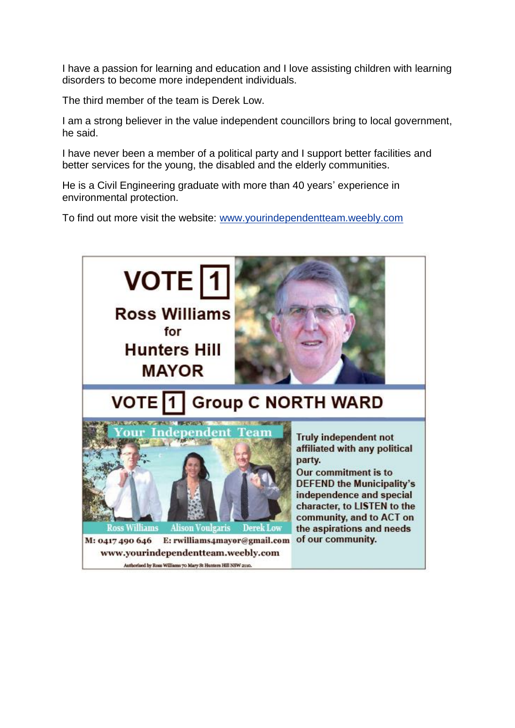I have a passion for learning and education and I love assisting children with learning disorders to become more independent individuals.

The third member of the team is Derek Low.

I am a strong believer in the value independent councillors bring to local government, he said.

I have never been a member of a political party and I support better facilities and better services for the young, the disabled and the elderly communities.

He is a Civil Engineering graduate with more than 40 years' experience in environmental protection.

To find out more visit the website: www.yourindependentteam.weebly.com

**VOTE 1**

**Ross Williams for Hunters Hill MAYOR**

**VOTE 1 Group C NORTH WARD**

Your Independent Team

Ross Williams   Alison Voulgaris   Derek Low

M: 0417 490 646   E: rwilliams4mayor@gmail.com

www.yourindependentteam.weebly.com

Authorised by Ross Williams 70 Mary St Hunters Hill NSW 2110.

**Truly independent not affiliated with any political party.**

**Our commitment is to DEFEND the Municipality's independence and special character, to LISTEN to the community, and to ACT on the aspirations and needs of our community.**